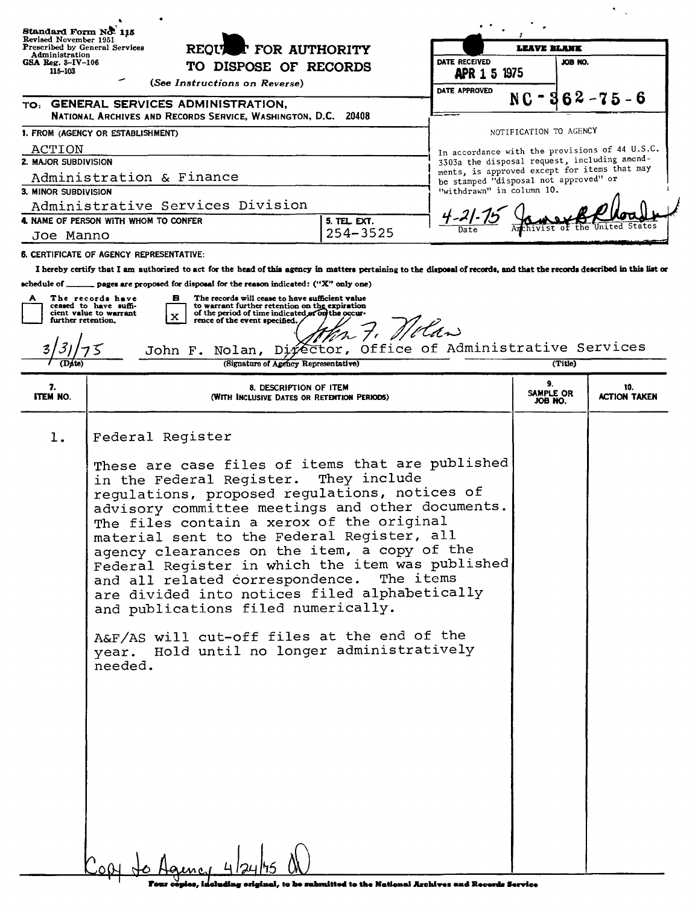Standard Form No. 115
Revised November 1951
Prescribed by General Services Administration
GSA Reg. 3-IV-106
115-103

# REQUEST FOR AUTHORITY TO DISPOSE OF RECORDS

*(See Instructions on Reverse)*

| LEAVE BLANK | |
|---|---|
| DATE RECEIVED: APR 15 1975 | JOB NO. |
| DATE APPROVED | NC-362-75-6 |

TO: **GENERAL SERVICES ADMINISTRATION,**
**NATIONAL ARCHIVES AND RECORDS SERVICE, WASHINGTON, D.C. 20408**

**1. FROM (AGENCY OR ESTABLISHMENT)**
ACTION

**2. MAJOR SUBDIVISION**
Administration & Finance

**3. MINOR SUBDIVISION**
Administrative Services Division

**4. NAME OF PERSON WITH WHOM TO CONFER**
Joe Manno

**5. TEL. EXT.**
254-3525

NOTIFICATION TO AGENCY

In accordance with the provisions of 44 U.S.C. 3303a the disposal request, including amendments, is approved except for items that may be stamped "disposal not approved" or "withdrawn" in column 10.

4-21-75 (Date) — James B Rhoads, Archivist of the United States

**6. CERTIFICATE OF AGENCY REPRESENTATIVE:**

I hereby certify that I am authorized to act for the head of this agency in matters pertaining to the disposal of records, and that the records described in this list or schedule of ____ pages are proposed for disposal for the reason indicated: ("X" only one)

A [ ] The records have ceased to have sufficient value to warrant further retention.

B [X] The records will cease to have sufficient value to warrant further retention on the expiration of the period of time indicated or on the occurrence of the event specified.

3/31/75 (Date) — John F. Nolan, Director, Office of Administrative Services (Signature of Agency Representative) (Title)

| 7. ITEM NO. | 8. DESCRIPTION OF ITEM (WITH INCLUSIVE DATES OR RETENTION PERIODS) | 9. SAMPLE OR JOB NO. | 10. ACTION TAKEN |
|---|---|---|---|
| 1. | Federal Register<br><br>These are case files of items that are published in the Federal Register. They include regulations, proposed regulations, notices of advisory committee meetings and other documents. The files contain a xerox of the original material sent to the Federal Register, all agency clearances on the item, a copy of the Federal Register in which the item was published and all related correspondence. The items are divided into notices filed alphabetically and publications filed numerically.<br><br>A&F/AS will cut-off files at the end of the year. Hold until no longer administratively needed. | | |

Copy to Agency 4/24/75 AO

Four copies, including original, to be submitted to the National Archives and Records Service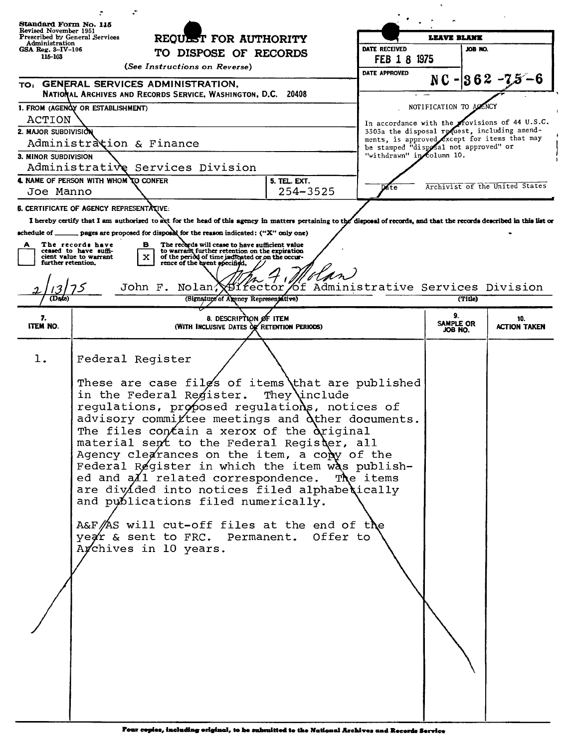Standard Form No. 115
Revised November 1951
Prescribed by General Services Administration
GSA Reg. 3-IV-106
115-103

# REQUEST FOR AUTHORITY TO DISPOSE OF RECORDS

*(See Instructions on Reverse)*

| LEAVE BLANK | |
|---|---|
| DATE RECEIVED: FEB 1 8 1975 | JOB NO. |
| DATE APPROVED | NC - 362 - 75 - 6 |

NOTIFICATION TO AGENCY

In accordance with the provisions of 44 U.S.C. 3303a the disposal request, including amendments, is approved except for items that may be stamped "disposal not approved" or "withdrawn" in column 10.

Date ____ Archivist of the United States

TO: GENERAL SERVICES ADMINISTRATION, NATIONAL ARCHIVES AND RECORDS SERVICE, WASHINGTON, D.C. 20408

1. FROM (AGENCY OR ESTABLISHMENT): ACTION
2. MAJOR SUBDIVISION: Administration & Finance
3. MINOR SUBDIVISION: Administrative Services Division
4. NAME OF PERSON WITH WHOM TO CONFER: Joe Manno
5. TEL. EXT.: 254-3525

6. CERTIFICATE OF AGENCY REPRESENTATIVE:

I hereby certify that I am authorized to act for the head of this agency in matters pertaining to the disposal of records, and that the records described in this list or schedule of ______ pages are proposed for disposal for the reason indicated: ("X" only one)

A [ ] The records have ceased to have sufficient value to warrant further retention.

B [X] The records will cease to have sufficient value to warrant further retention on the expiration of the period of time indicated or on the occurrence of the event specified.

2/13/75 — John F. Nolan, Director of Administrative Services Division

(Date) (Signature of Agency Representative) (Title)

| 7. ITEM NO. | 8. DESCRIPTION OF ITEM (WITH INCLUSIVE DATES OR RETENTION PERIODS) | 9. SAMPLE OR JOB NO. | 10. ACTION TAKEN |
|---|---|---|---|
| 1. | Federal Register<br><br>These are case files of items that are published in the Federal Register. They include regulations, proposed regulations, notices of advisory committee meetings and other documents. The files contain a xerox of the original material sent to the Federal Register, all Agency clearances on the item, a copy of the Federal Register in which the item was published and all related correspondence. The items are divided into notices filed alphabetically and publications filed numerically.<br><br>A&F/AS will cut-off files at the end of the year & sent to FRC. Permanent. Offer to Archives in 10 years. | | |

Four copies, including original, to be submitted to the National Archives and Records Service